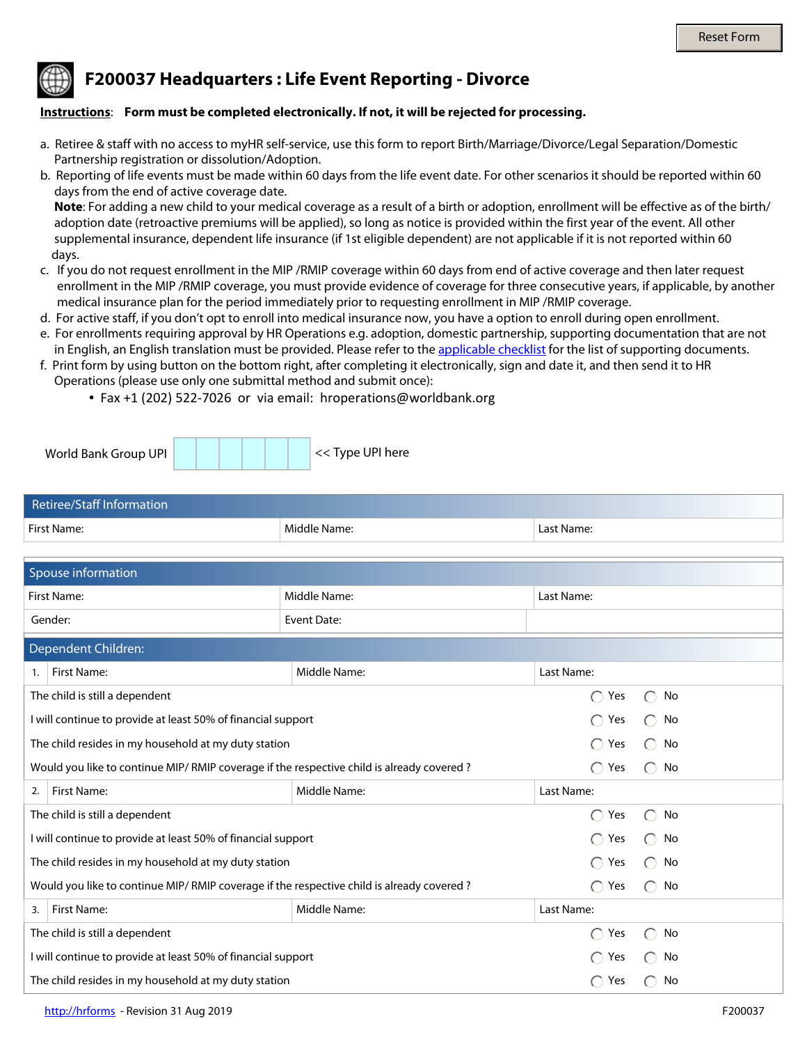Reset Form

# F200037 Headquarters : Life Event Reporting - Divorce

**Instructions**: **Form must be completed electronically. If not, it will be rejected for processing.**

a. Retiree & staff with no access to myHR self-service, use this form to report Birth/Marriage/Divorce/Legal Separation/Domestic Partnership registration or dissolution/Adoption.
b. Reporting of life events must be made within 60 days from the life event date. For other scenarios it should be reported within 60 days from the end of active coverage date.
   **Note**: For adding a new child to your medical coverage as a result of a birth or adoption, enrollment will be effective as of the birth/adoption date (retroactive premiums will be applied), so long as notice is provided within the first year of the event. All other supplemental insurance, dependent life insurance (if 1st eligible dependent) are not applicable if it is not reported within 60 days.
c. If you do not request enrollment in the MIP /RMIP coverage within 60 days from end of active coverage and then later request enrollment in the MIP /RMIP coverage, you must provide evidence of coverage for three consecutive years, if applicable, by another medical insurance plan for the period immediately prior to requesting enrollment in MIP /RMIP coverage.
d. For active staff, if you don't opt to enroll into medical insurance now, you have a option to enroll during open enrollment.
e. For enrollments requiring approval by HR Operations e.g. adoption, domestic partnership, supporting documentation that are not in English, an English translation must be provided. Please refer to the applicable checklist for the list of supporting documents.
f. Print form by using button on the bottom right, after completing it electronically, sign and date it, and then send it to HR Operations (please use only one submittal method and submit once):
   - Fax +1 (202) 522-7026 or via email: hroperations@worldbank.org

World Bank Group UPI [ ] << Type UPI here

## Retiree/Staff Information

| First Name: | Middle Name: | Last Name: |
|---|---|---|

## Spouse information

| First Name: | Middle Name: | Last Name: |
|---|---|---|
| Gender: | Event Date: | |

## Dependent Children:

| 1. First Name: | Middle Name: | Last Name: |
|---|---|---|
| The child is still a dependent | | ◯ Yes ◯ No |
| I will continue to provide at least 50% of financial support | | ◯ Yes ◯ No |
| The child resides in my household at my duty station | | ◯ Yes ◯ No |
| Would you like to continue MIP/ RMIP coverage if the respective child is already covered ? | | ◯ Yes ◯ No |
| **2.** First Name: | Middle Name: | Last Name: |
| The child is still a dependent | | ◯ Yes ◯ No |
| I will continue to provide at least 50% of financial support | | ◯ Yes ◯ No |
| The child resides in my household at my duty station | | ◯ Yes ◯ No |
| Would you like to continue MIP/ RMIP coverage if the respective child is already covered ? | | ◯ Yes ◯ No |
| **3.** First Name: | Middle Name: | Last Name: |
| The child is still a dependent | | ◯ Yes ◯ No |
| I will continue to provide at least 50% of financial support | | ◯ Yes ◯ No |
| The child resides in my household at my duty station | | ◯ Yes ◯ No |

http://hrforms - Revision 31 Aug 2019 F200037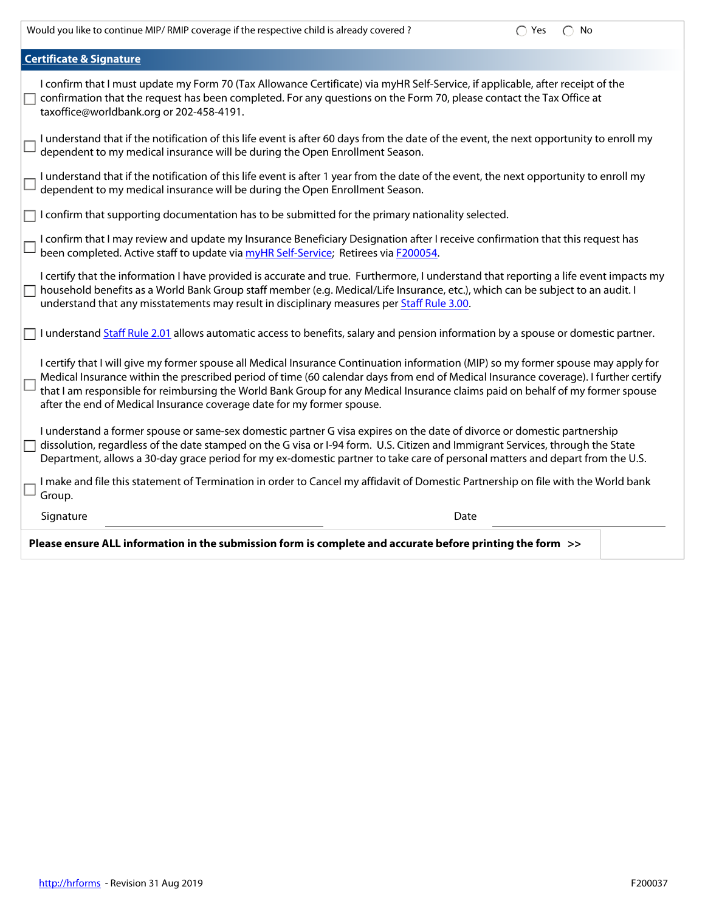Would you like to continue MIP/ RMIP coverage if the respective child is already covered ? ◯ Yes ◯ No

## Certificate & Signature

☐ I confirm that I must update my Form 70 (Tax Allowance Certificate) via myHR Self-Service, if applicable, after receipt of the confirmation that the request has been completed. For any questions on the Form 70, please contact the Tax Office at taxoffice@worldbank.org or 202-458-4191.

☐ I understand that if the notification of this life event is after 60 days from the date of the event, the next opportunity to enroll my dependent to my medical insurance will be during the Open Enrollment Season.

☐ I understand that if the notification of this life event is after 1 year from the date of the event, the next opportunity to enroll my dependent to my medical insurance will be during the Open Enrollment Season.

☐ I confirm that supporting documentation has to be submitted for the primary nationality selected.

☐ I confirm that I may review and update my Insurance Beneficiary Designation after I receive confirmation that this request has been completed. Active staff to update via myHR Self-Service; Retirees via F200054.

☐ I certify that the information I have provided is accurate and true. Furthermore, I understand that reporting a life event impacts my household benefits as a World Bank Group staff member (e.g. Medical/Life Insurance, etc.), which can be subject to an audit. I understand that any misstatements may result in disciplinary measures per Staff Rule 3.00.

☐ I understand Staff Rule 2.01 allows automatic access to benefits, salary and pension information by a spouse or domestic partner.

☐ I certify that I will give my former spouse all Medical Insurance Continuation information (MIP) so my former spouse may apply for Medical Insurance within the prescribed period of time (60 calendar days from end of Medical Insurance coverage). I further certify that I am responsible for reimbursing the World Bank Group for any Medical Insurance claims paid on behalf of my former spouse after the end of Medical Insurance coverage date for my former spouse.

☐ I understand a former spouse or same-sex domestic partner G visa expires on the date of divorce or domestic partnership dissolution, regardless of the date stamped on the G visa or I-94 form. U.S. Citizen and Immigrant Services, through the State Department, allows a 30-day grace period for my ex-domestic partner to take care of personal matters and depart from the U.S.

☐ I make and file this statement of Termination in order to Cancel my affidavit of Domestic Partnership on file with the World bank Group.

Signature ______________________ Date ______________________

**Please ensure ALL information in the submission form is complete and accurate before printing the form >>**

http://hrforms - Revision 31 Aug 2019

F200037